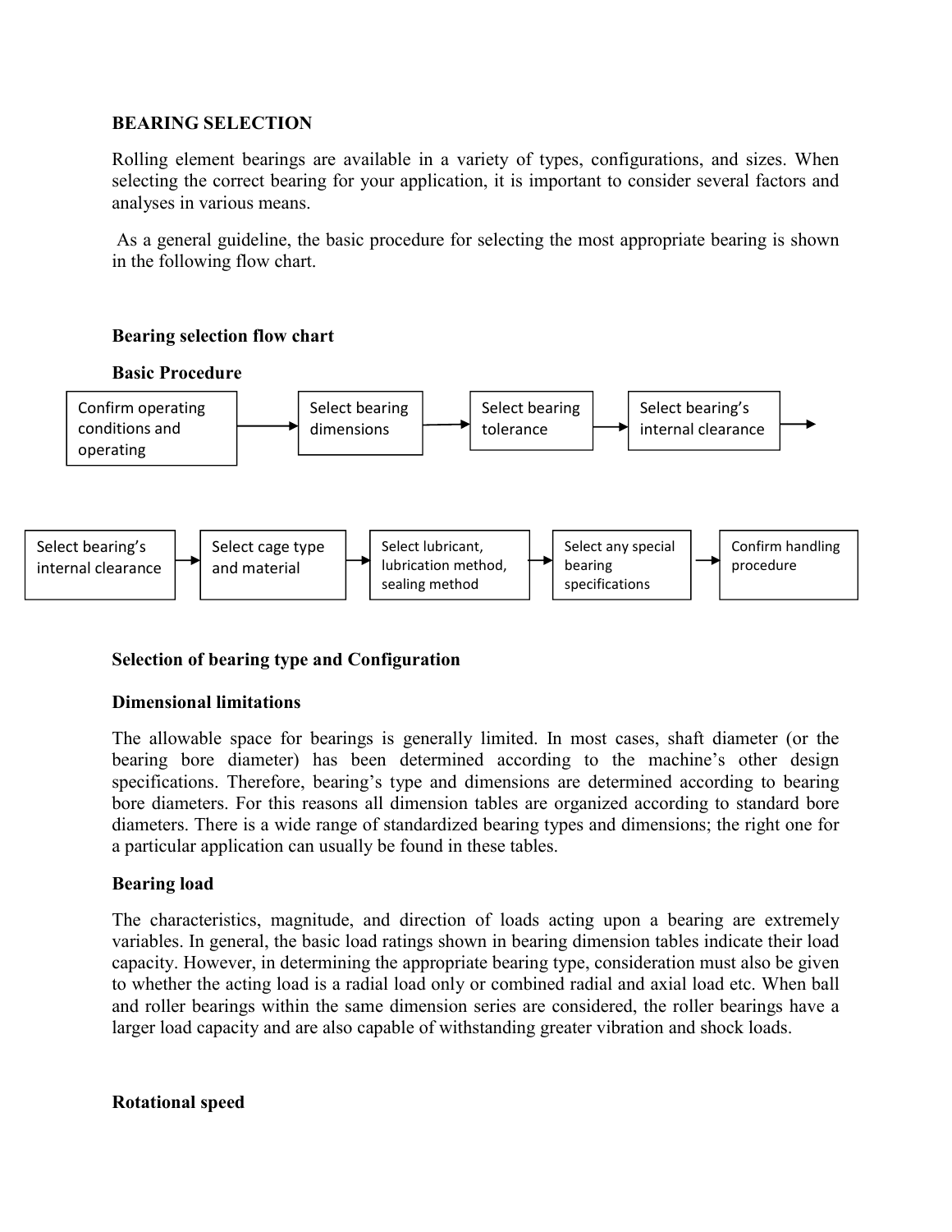**BEARING SELECTION**

Rolling element bearings are available in a variety of types, configurations, and sizes. When selecting the correct bearing for your application, it is important to consider several factors and analyses in various means.

As a general guideline, the basic procedure for selecting the most appropriate bearing is shown in the following flow chart.

**Bearing selection flow chart**

**Basic Procedure**

Confirm operating conditions and operating → Select bearing dimensions → Select bearing tolerance → Select bearing's internal clearance →

Select bearing's internal clearance → Select cage type and material → Select lubricant, lubrication method, sealing method → Select any special bearing specifications → Confirm handling procedure

**Selection of bearing type and Configuration**

**Dimensional limitations**

The allowable space for bearings is generally limited. In most cases, shaft diameter (or the bearing bore diameter) has been determined according to the machine's other design specifications. Therefore, bearing's type and dimensions are determined according to bearing bore diameters. For this reasons all dimension tables are organized according to standard bore diameters. There is a wide range of standardized bearing types and dimensions; the right one for a particular application can usually be found in these tables.

**Bearing load**

The characteristics, magnitude, and direction of loads acting upon a bearing are extremely variables. In general, the basic load ratings shown in bearing dimension tables indicate their load capacity. However, in determining the appropriate bearing type, consideration must also be given to whether the acting load is a radial load only or combined radial and axial load etc. When ball and roller bearings within the same dimension series are considered, the roller bearings have a larger load capacity and are also capable of withstanding greater vibration and shock loads.

**Rotational speed**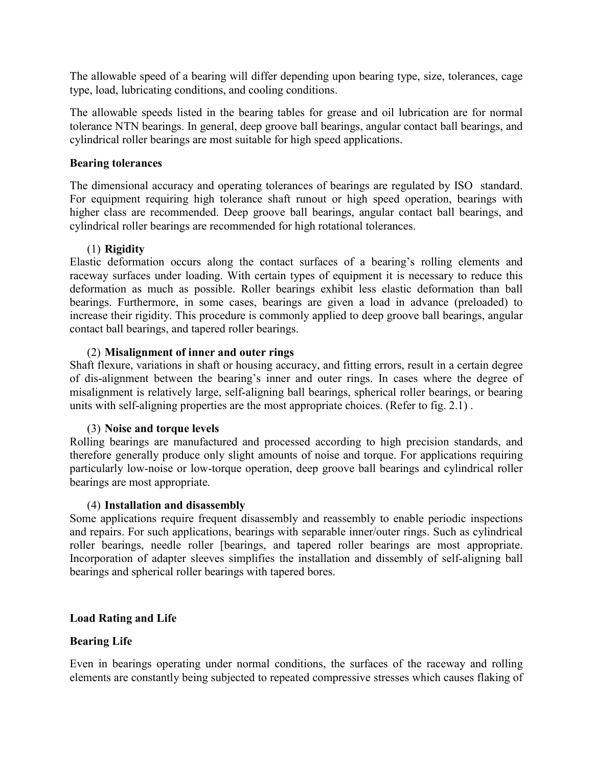The allowable speed of a bearing will differ depending upon bearing type, size, tolerances, cage type, load, lubricating conditions, and cooling conditions.

The allowable speeds listed in the bearing tables for grease and oil lubrication are for normal tolerance NTN bearings. In general, deep groove ball bearings, angular contact ball bearings, and cylindrical roller bearings are most suitable for high speed applications.

**Bearing tolerances**

The dimensional accuracy and operating tolerances of bearings are regulated by ISO standard. For equipment requiring high tolerance shaft runout or high speed operation, bearings with higher class are recommended. Deep groove ball bearings, angular contact ball bearings, and cylindrical roller bearings are recommended for high rotational tolerances.

(1) **Rigidity**

Elastic deformation occurs along the contact surfaces of a bearing's rolling elements and raceway surfaces under loading. With certain types of equipment it is necessary to reduce this deformation as much as possible. Roller bearings exhibit less elastic deformation than ball bearings. Furthermore, in some cases, bearings are given a load in advance (preloaded) to increase their rigidity. This procedure is commonly applied to deep groove ball bearings, angular contact ball bearings, and tapered roller bearings.

(2) **Misalignment of inner and outer rings**

Shaft flexure, variations in shaft or housing accuracy, and fitting errors, result in a certain degree of dis-alignment between the bearing's inner and outer rings. In cases where the degree of misalignment is relatively large, self-aligning ball bearings, spherical roller bearings, or bearing units with self-aligning properties are the most appropriate choices. (Refer to fig. 2.1) .

(3) **Noise and torque levels**

Rolling bearings are manufactured and processed according to high precision standards, and therefore generally produce only slight amounts of noise and torque. For applications requiring particularly low-noise or low-torque operation, deep groove ball bearings and cylindrical roller bearings are most appropriate.

(4) **Installation and disassembly**

Some applications require frequent disassembly and reassembly to enable periodic inspections and repairs. For such applications, bearings with separable inner/outer rings. Such as cylindrical roller bearings, needle roller [bearings, and tapered roller bearings are most appropriate. Incorporation of adapter sleeves simplifies the installation and dissembly of self-aligning ball bearings and spherical roller bearings with tapered bores.

**Load Rating and Life**

**Bearing Life**

Even in bearings operating under normal conditions, the surfaces of the raceway and rolling elements are constantly being subjected to repeated compressive stresses which causes flaking of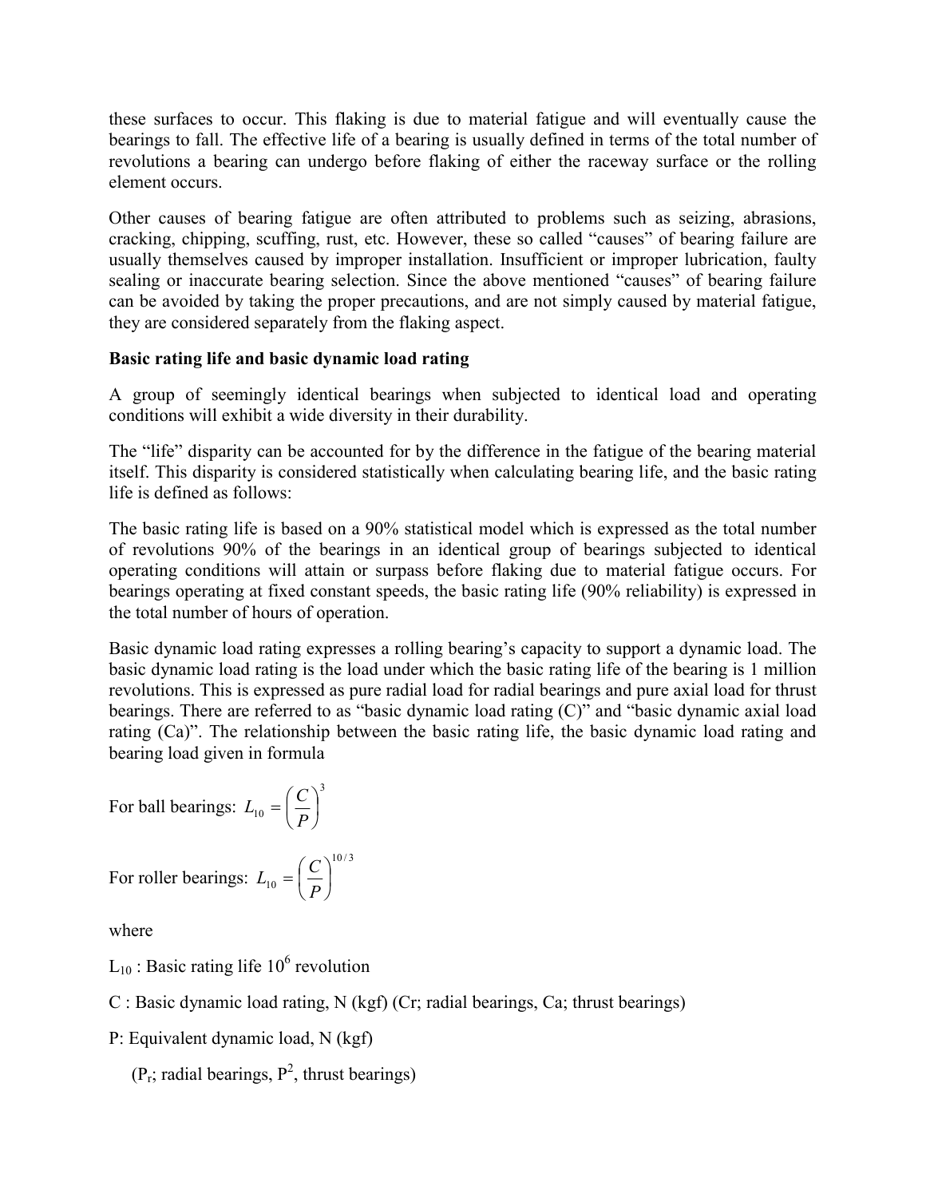these surfaces to occur. This flaking is due to material fatigue and will eventually cause the bearings to fall. The effective life of a bearing is usually defined in terms of the total number of revolutions a bearing can undergo before flaking of either the raceway surface or the rolling element occurs.

Other causes of bearing fatigue are often attributed to problems such as seizing, abrasions, cracking, chipping, scuffing, rust, etc. However, these so called "causes" of bearing failure are usually themselves caused by improper installation. Insufficient or improper lubrication, faulty sealing or inaccurate bearing selection. Since the above mentioned "causes" of bearing failure can be avoided by taking the proper precautions, and are not simply caused by material fatigue, they are considered separately from the flaking aspect.

**Basic rating life and basic dynamic load rating**

A group of seemingly identical bearings when subjected to identical load and operating conditions will exhibit a wide diversity in their durability.

The "life" disparity can be accounted for by the difference in the fatigue of the bearing material itself. This disparity is considered statistically when calculating bearing life, and the basic rating life is defined as follows:

The basic rating life is based on a 90% statistical model which is expressed as the total number of revolutions 90% of the bearings in an identical group of bearings subjected to identical operating conditions will attain or surpass before flaking due to material fatigue occurs. For bearings operating at fixed constant speeds, the basic rating life (90% reliability) is expressed in the total number of hours of operation.

Basic dynamic load rating expresses a rolling bearing's capacity to support a dynamic load. The basic dynamic load rating is the load under which the basic rating life of the bearing is 1 million revolutions. This is expressed as pure radial load for radial bearings and pure axial load for thrust bearings. There are referred to as "basic dynamic load rating (C)" and "basic dynamic axial load rating (Ca)". The relationship between the basic rating life, the basic dynamic load rating and bearing load given in formula

For ball bearings: $L_{10} = \left(\frac{C}{P}\right)^3$

For roller bearings: $L_{10} = \left(\frac{C}{P}\right)^{10/3}$

where

$L_{10}$ : Basic rating life $10^6$ revolution

C : Basic dynamic load rating, N (kgf) (Cr; radial bearings, Ca; thrust bearings)

P: Equivalent dynamic load, N (kgf)

($P_r$; radial bearings, $P^2$, thrust bearings)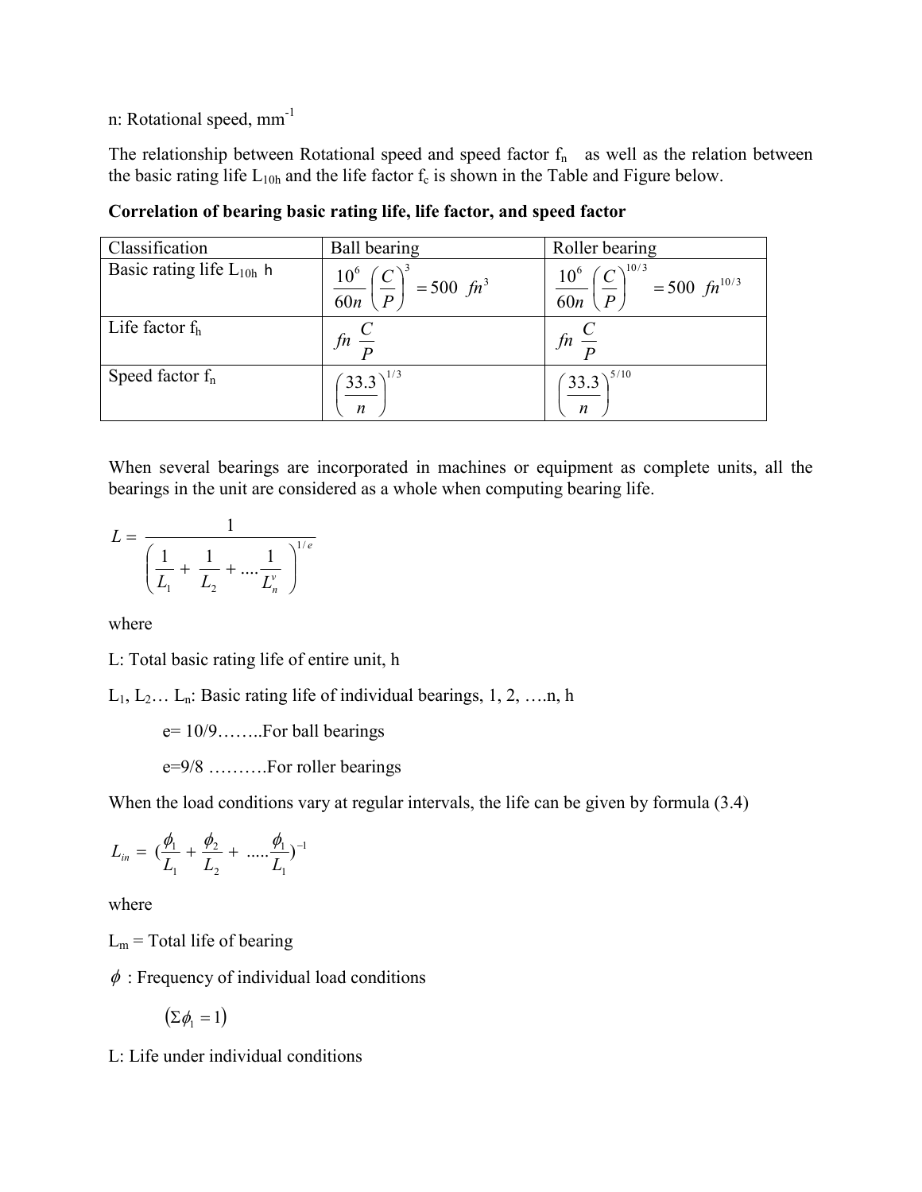n: Rotational speed, $mm^{-1}$

The relationship between Rotational speed and speed factor $f_n$ as well as the relation between the basic rating life $L_{10h}$ and the life factor $f_c$ is shown in the Table and Figure below.

**Correlation of bearing basic rating life, life factor, and speed factor**

| Classification | Ball bearing | Roller bearing |
|---|---|---|
| Basic rating life $L_{10h}$ h | $\frac{10^6}{60n}\left(\frac{C}{P}\right)^3 = 500\ fn^3$ | $\frac{10^6}{60n}\left(\frac{C}{P}\right)^{10/3} = 500\ fn^{10/3}$ |
| Life factor $f_h$ | $fn\ \frac{C}{P}$ | $fn\ \frac{C}{P}$ |
| Speed factor $f_n$ | $\left(\frac{33.3}{n}\right)^{1/3}$ | $\left(\frac{33.3}{n}\right)^{5/10}$ |

When several bearings are incorporated in machines or equipment as complete units, all the bearings in the unit are considered as a whole when computing bearing life.

$$L = \frac{1}{\left(\frac{1}{L_1} + \frac{1}{L_2} + ....\frac{1}{L_n^v}\right)^{1/e}}$$

where

L: Total basic rating life of entire unit, h

$L_1, L_2 \ldots L_n$: Basic rating life of individual bearings, 1, 2, ….n, h

e= 10/9……..For ball bearings

e=9/8 ……….For roller bearings

When the load conditions vary at regular intervals, the life can be given by formula (3.4)

$$L_{in} = \left(\frac{\phi_1}{L_1} + \frac{\phi_2}{L_2} + .....\frac{\phi_1}{L_1}\right)^{-1}$$

where

$L_m$ = Total life of bearing

$\phi$ : Frequency of individual load conditions

$(\Sigma\phi_1 = 1)$

L: Life under individual conditions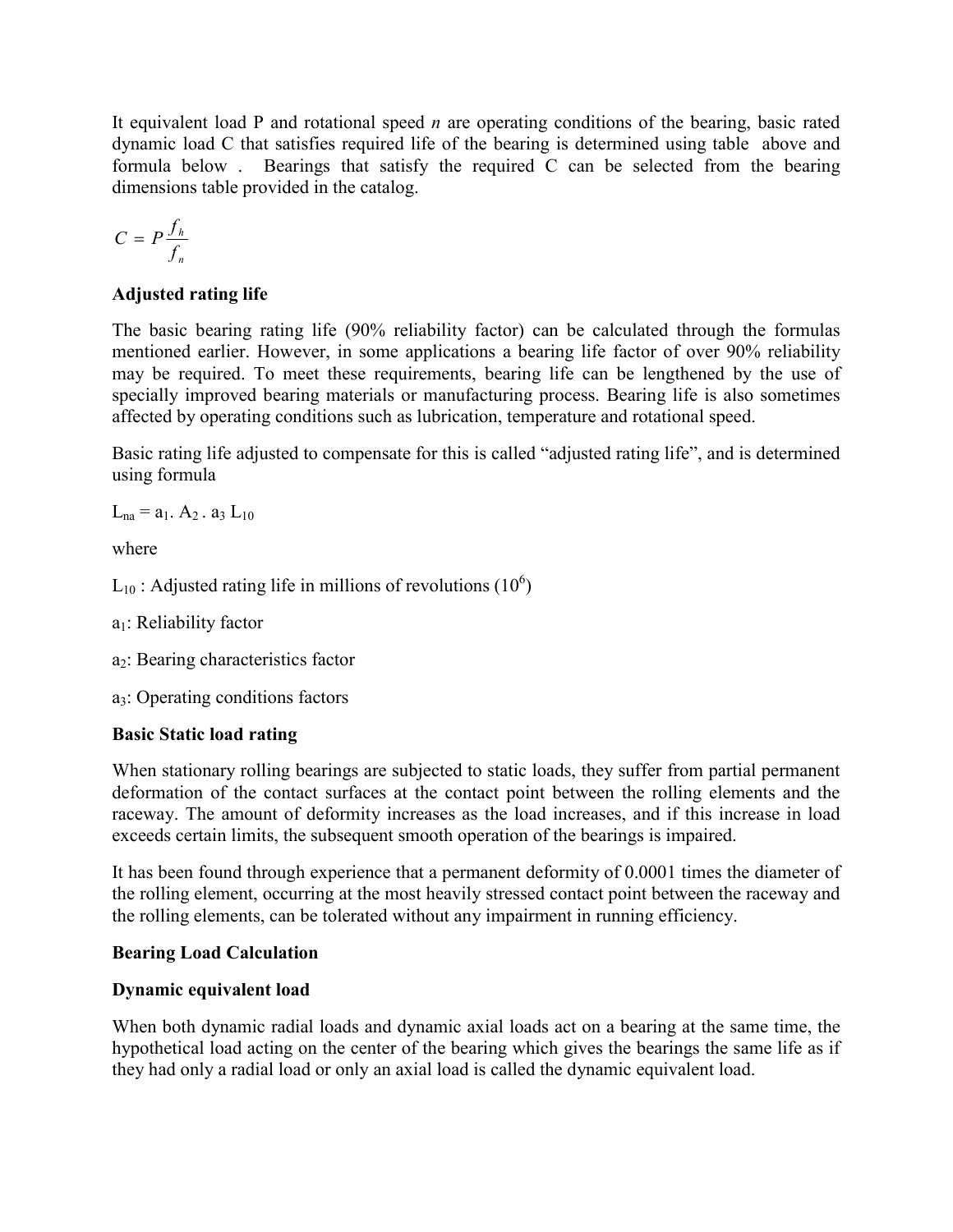It equivalent load P and rotational speed *n* are operating conditions of the bearing, basic rated dynamic load C that satisfies required life of the bearing is determined using table above and formula below . Bearings that satisfy the required C can be selected from the bearing dimensions table provided in the catalog.

$$C = P\frac{f_h}{f_n}$$

**Adjusted rating life**

The basic bearing rating life (90% reliability factor) can be calculated through the formulas mentioned earlier. However, in some applications a bearing life factor of over 90% reliability may be required. To meet these requirements, bearing life can be lengthened by the use of specially improved bearing materials or manufacturing process. Bearing life is also sometimes affected by operating conditions such as lubrication, temperature and rotational speed.

Basic rating life adjusted to compensate for this is called "adjusted rating life", and is determined using formula

$L_{na} = a_1 . A_2 . a_3 L_{10}$

where

$L_{10}$ : Adjusted rating life in millions of revolutions ($10^6$)

$a_1$: Reliability factor

$a_2$: Bearing characteristics factor

$a_3$: Operating conditions factors

**Basic Static load rating**

When stationary rolling bearings are subjected to static loads, they suffer from partial permanent deformation of the contact surfaces at the contact point between the rolling elements and the raceway. The amount of deformity increases as the load increases, and if this increase in load exceeds certain limits, the subsequent smooth operation of the bearings is impaired.

It has been found through experience that a permanent deformity of 0.0001 times the diameter of the rolling element, occurring at the most heavily stressed contact point between the raceway and the rolling elements, can be tolerated without any impairment in running efficiency.

**Bearing Load Calculation**

**Dynamic equivalent load**

When both dynamic radial loads and dynamic axial loads act on a bearing at the same time, the hypothetical load acting on the center of the bearing which gives the bearings the same life as if they had only a radial load or only an axial load is called the dynamic equivalent load.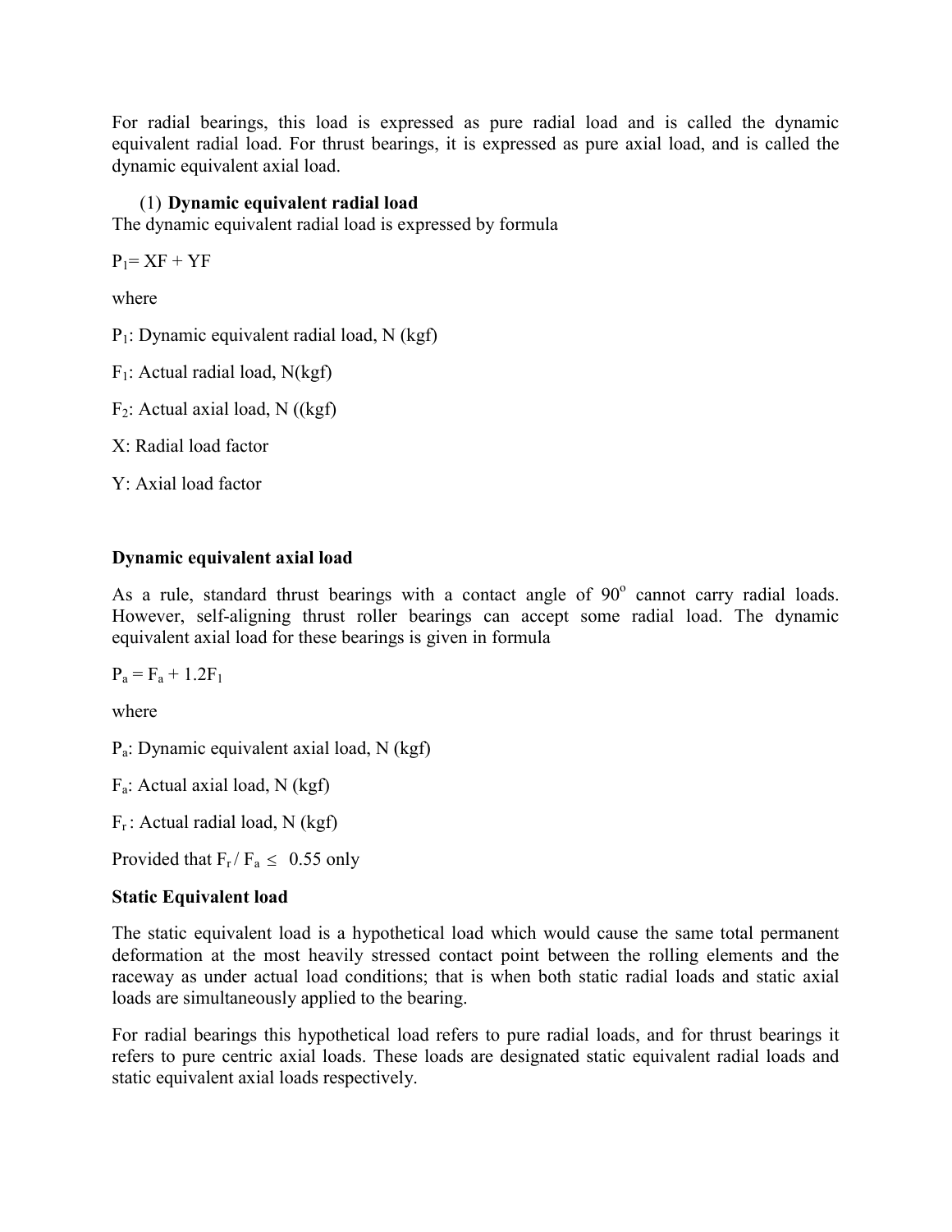For radial bearings, this load is expressed as pure radial load and is called the dynamic equivalent radial load. For thrust bearings, it is expressed as pure axial load, and is called the dynamic equivalent axial load.

(1) **Dynamic equivalent radial load**

The dynamic equivalent radial load is expressed by formula

$P_1 = XF + YF$

where

$P_1$: Dynamic equivalent radial load, N (kgf)

$F_1$: Actual radial load, N(kgf)

$F_2$: Actual axial load, N ((kgf)

X: Radial load factor

Y: Axial load factor

**Dynamic equivalent axial load**

As a rule, standard thrust bearings with a contact angle of $90^o$ cannot carry radial loads. However, self-aligning thrust roller bearings can accept some radial load. The dynamic equivalent axial load for these bearings is given in formula

$P_a = F_a + 1.2F_1$

where

$P_a$: Dynamic equivalent axial load, N (kgf)

$F_a$: Actual axial load, N (kgf)

$F_r$ : Actual radial load, N (kgf)

Provided that $F_r / F_a \leq 0.55$ only

**Static Equivalent load**

The static equivalent load is a hypothetical load which would cause the same total permanent deformation at the most heavily stressed contact point between the rolling elements and the raceway as under actual load conditions; that is when both static radial loads and static axial loads are simultaneously applied to the bearing.

For radial bearings this hypothetical load refers to pure radial loads, and for thrust bearings it refers to pure centric axial loads. These loads are designated static equivalent radial loads and static equivalent axial loads respectively.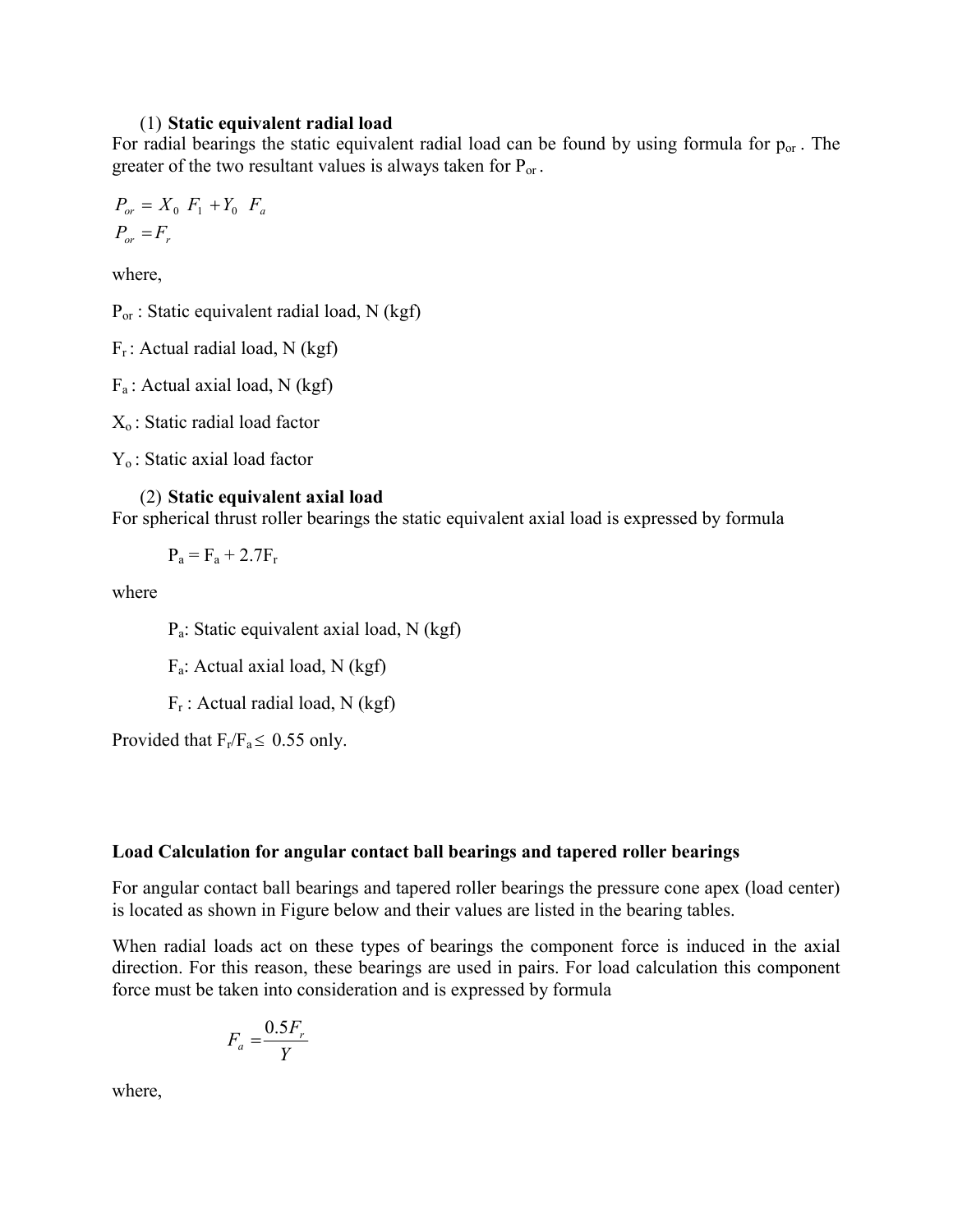(1) **Static equivalent radial load**

For radial bearings the static equivalent radial load can be found by using formula for $p_{or}$. The greater of the two resultant values is always taken for $P_{or}$.

$$P_{or} = X_0 \ F_1 + Y_0 \ F_a$$
$$P_{or} = F_r$$

where,

$P_{or}$ : Static equivalent radial load, N (kgf)

$F_r$ : Actual radial load, N (kgf)

$F_a$ : Actual axial load, N (kgf)

$X_o$ : Static radial load factor

$Y_o$ : Static axial load factor

(2) **Static equivalent axial load**

For spherical thrust roller bearings the static equivalent axial load is expressed by formula

$$P_a = F_a + 2.7F_r$$

where

$P_a$: Static equivalent axial load, N (kgf)

$F_a$: Actual axial load, N (kgf)

$F_r$ : Actual radial load, N (kgf)

Provided that $F_r/F_a \leq 0.55$ only.

**Load Calculation for angular contact ball bearings and tapered roller bearings**

For angular contact ball bearings and tapered roller bearings the pressure cone apex (load center) is located as shown in Figure below and their values are listed in the bearing tables.

When radial loads act on these types of bearings the component force is induced in the axial direction. For this reason, these bearings are used in pairs. For load calculation this component force must be taken into consideration and is expressed by formula

$$F_a = \frac{0.5F_r}{Y}$$

where,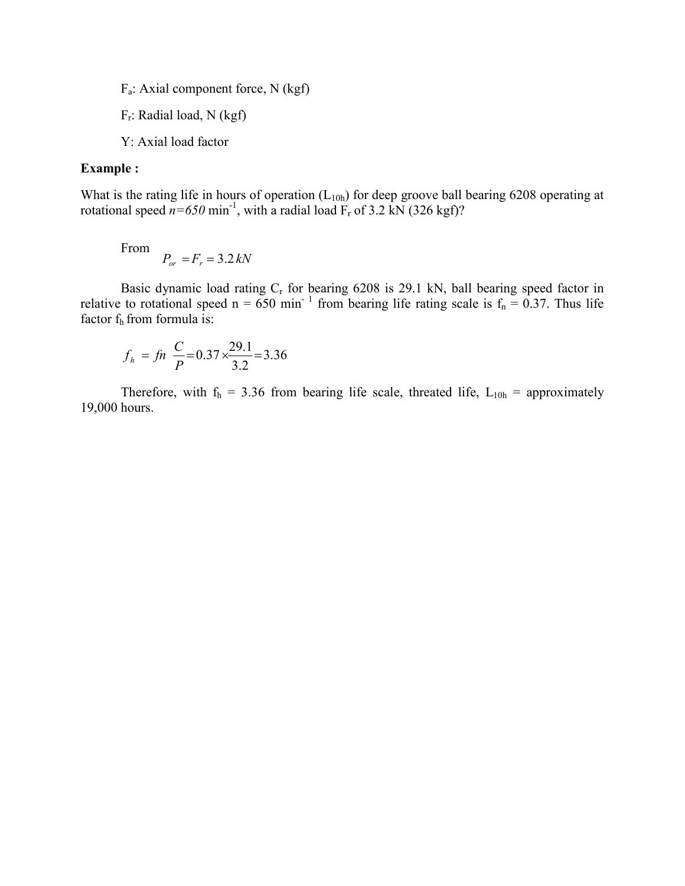$F_a$: Axial component force, N (kgf)

$F_r$: Radial load, N (kgf)

Y: Axial load factor

**Example :**

What is the rating life in hours of operation ($L_{10h}$) for deep groove ball bearing 6208 operating at rotational speed $n=650$ min$^{-1}$, with a radial load $F_r$ of 3.2 kN (326 kgf)?

From $P_{or} = F_r = 3.2\,kN$

Basic dynamic load rating $C_r$ for bearing 6208 is 29.1 kN, ball bearing speed factor in relative to rotational speed n = 650 min$^{-1}$ from bearing life rating scale is $f_n$ = 0.37. Thus life factor $f_h$ from formula is:

$$f_h = fn\,\frac{C}{P} = 0.37 \times \frac{29.1}{3.2} = 3.36$$

Therefore, with $f_h$ = 3.36 from bearing life scale, threated life, $L_{10h}$ = approximately 19,000 hours.